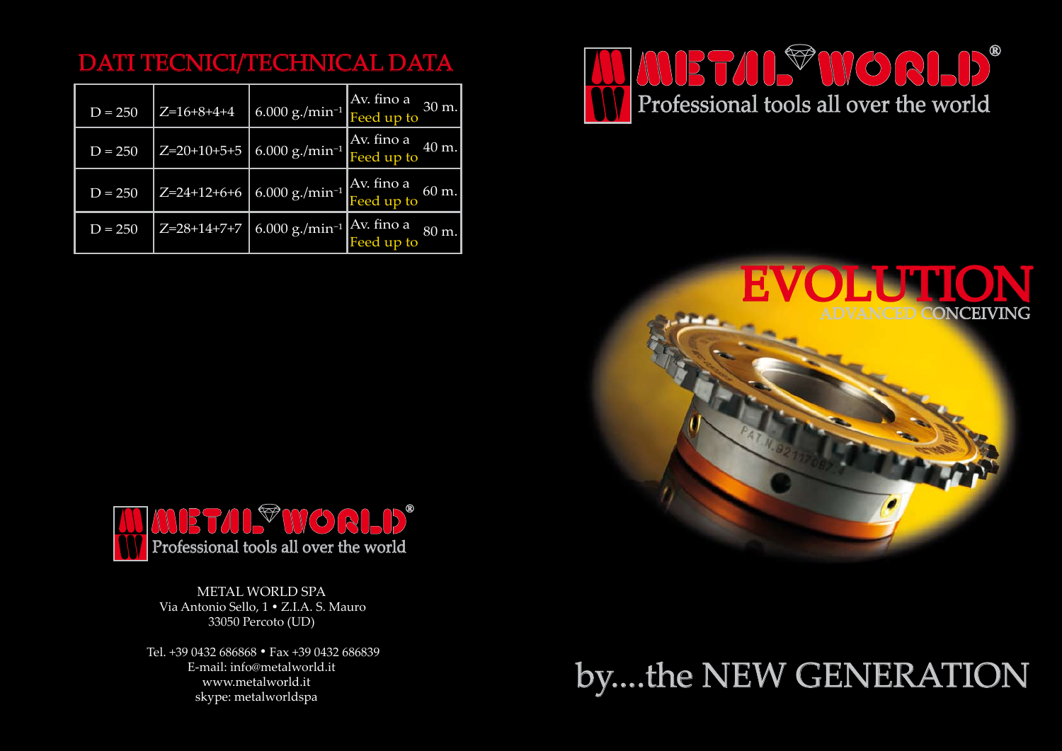## DATI TECNICI/TECHNICAL DATA

| | | | | |
|---|---|---|---|---|
| D = 250 | Z=16+8+4+4 | 6.000 g./min$^{-1}$ | Av. fino a<br>Feed up to | 30 m. |
| D = 250 | Z=20+10+5+5 | 6.000 g./min$^{-1}$ | Av. fino a<br>Feed up to | 40 m. |
| D = 250 | Z=24+12+6+6 | 6.000 g./min$^{-1}$ | Av. fino a<br>Feed up to | 60 m. |
| D = 250 | Z=28+14+7+7 | 6.000 g./min$^{-1}$ | Av. fino a<br>Feed up to | 80 m. |

METAL WORLD®

Professional tools all over the world

METAL WORLD SPA
Via Antonio Sello, 1 • Z.I.A. S. Mauro
33050 Percoto (UD)

Tel. +39 0432 686868 • Fax +39 0432 686839
E-mail: info@metalworld.it
www.metalworld.it
skype: metalworldspa

METAL WORLD®

Professional tools all over the world

# EVOLUTION

ADVANCED CONCEIVING

by....the NEW GENERATION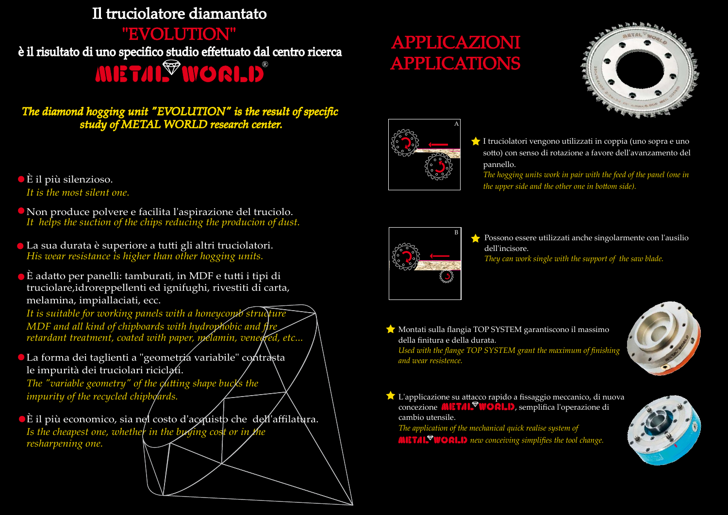# Il truciolatore diamantato "EVOLUTION" è il risultato di uno specifico studio effettuato dal centro ricerca METAL WORLD®

*The diamond hogging unit "EVOLUTION" is the result of specific study of METAL WORLD research center.*

- È il più silenzioso.
  *It is the most silent one.*
- Non produce polvere e facilita l'aspirazione del truciolo.
  *It helps the suction of the chips reducing the producion of dust.*
- La sua durata è superiore a tutti gli altri truciolatori.
  *His wear resistance is higher than other hogging units.*
- È adatto per pannelli: tamburati, in MDF e tutti i tipi di truciolare,idroreppellenti ed ignifughi, rivestiti di carta, melamina, impiallacciati, ecc.
  *It is suitable for working panels with a honeycomb structure MDF and all kind of chipboards with hydrophobic and fire retardant treatment, coated with paper, melamin, veneered, etc...*
- La forma dei taglienti a "geometria variabile" contrasta le impurità dei truciolari riciclati.
  *The "variable geometry" of the cutting shape bucks the impurity of the recycled chipboards.*
- È il più economico, sia nel costo d'acquisto che dell'affilatura.
  *Is the cheapest one, whether in the buying cost or in the resharpening one.*

# APPLICAZIONI
# APPLICATIONS

A

- I truciolatori vengono utilizzati in coppia (uno sopra e uno sotto) con senso di rotazione a favore dell'avanzamento del pannello.
  *The hogging units work in pair with the feed of the panel (one in the upper side and the other one in bottom side).*

B

- Possono essere utilizzati anche singolarmente con l'ausilio dell'incisore.
  *They can work single with the support of the saw blade.*

- Montati sulla flangia TOP SYSTEM garantiscono il massimo della finitura e della durata.
  *Used with the flange TOP SYSTEM grant the maximum of finishing and wear resistence.*

- L'applicazione su attacco rapido a fissaggio meccanico, di nuova concezione METAL WORLD, semplifica l'operazione di cambio utensile.
  *The application of the mechanical quick realise system of METAL WORLD new conceiving simplifies the tool change.*